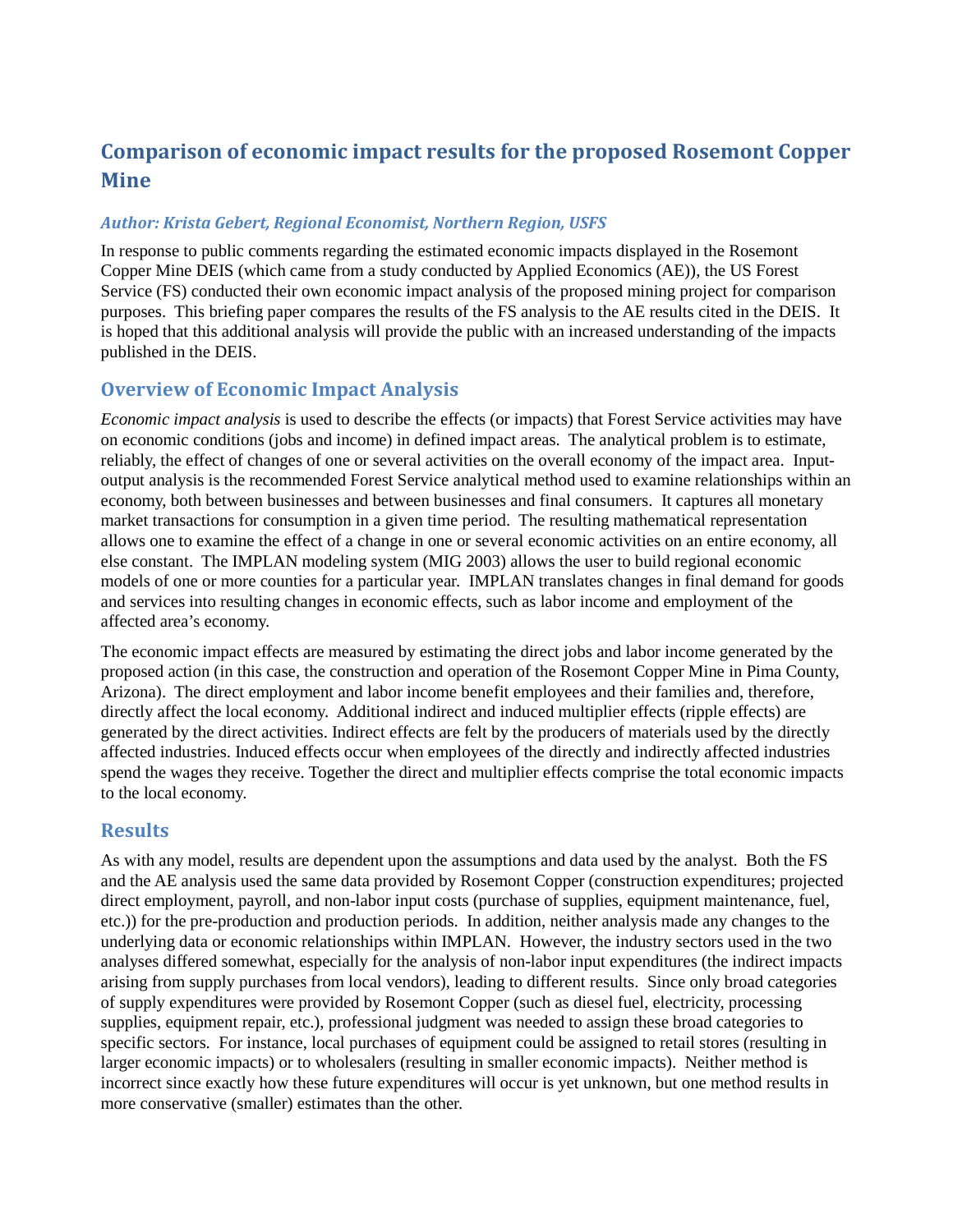# Comparison of economic impact results for the proposed Rosemont Copper Mine

***Author: Krista Gebert, Regional Economist, Northern Region, USFS***

In response to public comments regarding the estimated economic impacts displayed in the Rosemont Copper Mine DEIS (which came from a study conducted by Applied Economics (AE)), the US Forest Service (FS) conducted their own economic impact analysis of the proposed mining project for comparison purposes. This briefing paper compares the results of the FS analysis to the AE results cited in the DEIS. It is hoped that this additional analysis will provide the public with an increased understanding of the impacts published in the DEIS.

## Overview of Economic Impact Analysis

*Economic impact analysis* is used to describe the effects (or impacts) that Forest Service activities may have on economic conditions (jobs and income) in defined impact areas. The analytical problem is to estimate, reliably, the effect of changes of one or several activities on the overall economy of the impact area. Input-output analysis is the recommended Forest Service analytical method used to examine relationships within an economy, both between businesses and between businesses and final consumers. It captures all monetary market transactions for consumption in a given time period. The resulting mathematical representation allows one to examine the effect of a change in one or several economic activities on an entire economy, all else constant. The IMPLAN modeling system (MIG 2003) allows the user to build regional economic models of one or more counties for a particular year. IMPLAN translates changes in final demand for goods and services into resulting changes in economic effects, such as labor income and employment of the affected area's economy.

The economic impact effects are measured by estimating the direct jobs and labor income generated by the proposed action (in this case, the construction and operation of the Rosemont Copper Mine in Pima County, Arizona). The direct employment and labor income benefit employees and their families and, therefore, directly affect the local economy. Additional indirect and induced multiplier effects (ripple effects) are generated by the direct activities. Indirect effects are felt by the producers of materials used by the directly affected industries. Induced effects occur when employees of the directly and indirectly affected industries spend the wages they receive. Together the direct and multiplier effects comprise the total economic impacts to the local economy.

## Results

As with any model, results are dependent upon the assumptions and data used by the analyst. Both the FS and the AE analysis used the same data provided by Rosemont Copper (construction expenditures; projected direct employment, payroll, and non-labor input costs (purchase of supplies, equipment maintenance, fuel, etc.)) for the pre-production and production periods. In addition, neither analysis made any changes to the underlying data or economic relationships within IMPLAN. However, the industry sectors used in the two analyses differed somewhat, especially for the analysis of non-labor input expenditures (the indirect impacts arising from supply purchases from local vendors), leading to different results. Since only broad categories of supply expenditures were provided by Rosemont Copper (such as diesel fuel, electricity, processing supplies, equipment repair, etc.), professional judgment was needed to assign these broad categories to specific sectors. For instance, local purchases of equipment could be assigned to retail stores (resulting in larger economic impacts) or to wholesalers (resulting in smaller economic impacts). Neither method is incorrect since exactly how these future expenditures will occur is yet unknown, but one method results in more conservative (smaller) estimates than the other.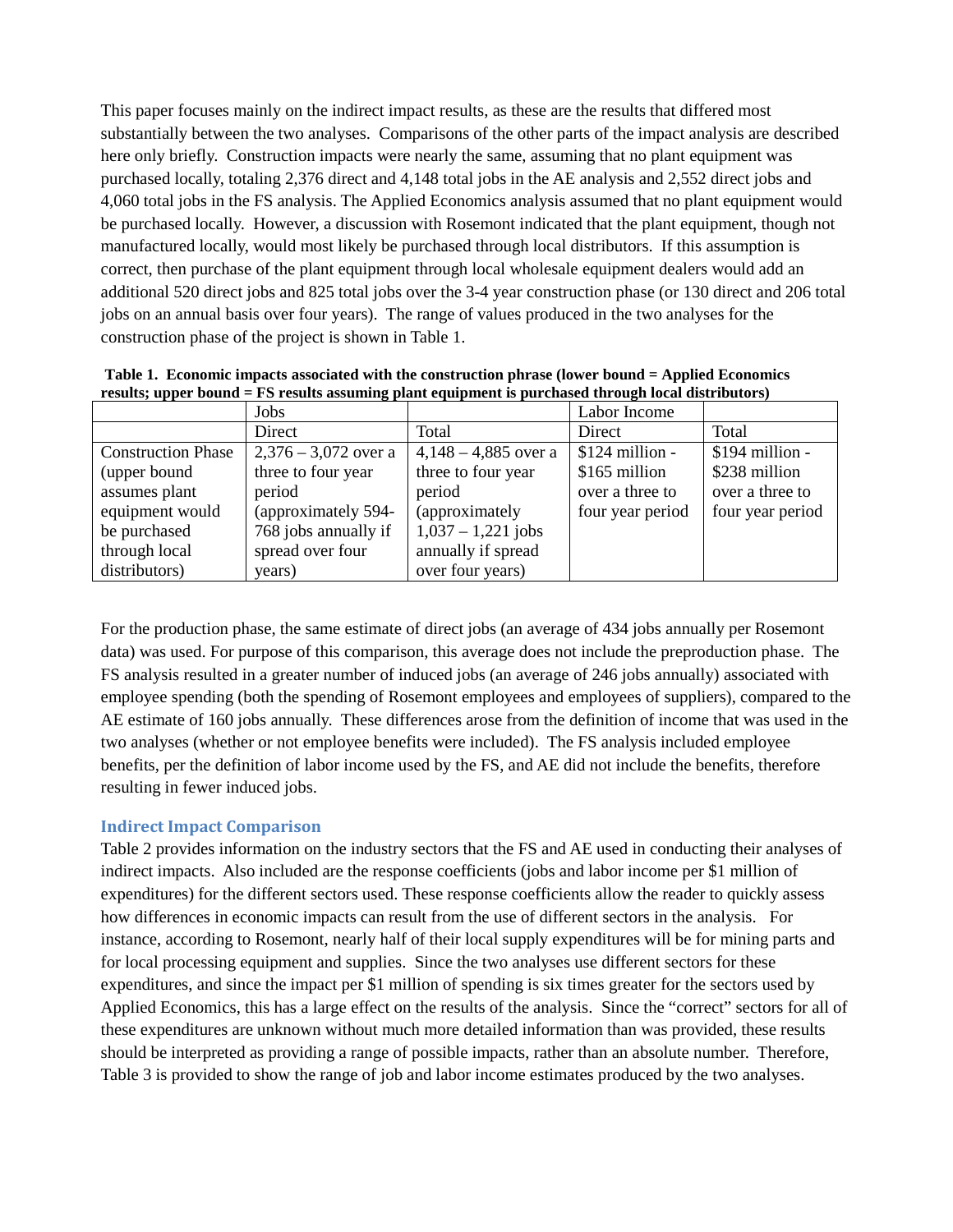This paper focuses mainly on the indirect impact results, as these are the results that differed most substantially between the two analyses. Comparisons of the other parts of the impact analysis are described here only briefly. Construction impacts were nearly the same, assuming that no plant equipment was purchased locally, totaling 2,376 direct and 4,148 total jobs in the AE analysis and 2,552 direct jobs and 4,060 total jobs in the FS analysis. The Applied Economics analysis assumed that no plant equipment would be purchased locally. However, a discussion with Rosemont indicated that the plant equipment, though not manufactured locally, would most likely be purchased through local distributors. If this assumption is correct, then purchase of the plant equipment through local wholesale equipment dealers would add an additional 520 direct jobs and 825 total jobs over the 3-4 year construction phase (or 130 direct and 206 total jobs on an annual basis over four years). The range of values produced in the two analyses for the construction phase of the project is shown in Table 1.

**Table 1. Economic impacts associated with the construction phrase (lower bound = Applied Economics results; upper bound = FS results assuming plant equipment is purchased through local distributors)**

| | Jobs | | Labor Income | |
|---|---|---|---|---|
| | Direct | Total | Direct | Total |
| Construction Phase (upper bound assumes plant equipment would be purchased through local distributors) | 2,376 – 3,072 over a three to four year period (approximately 594-768 jobs annually if spread over four years) | 4,148 – 4,885 over a three to four year period (approximately 1,037 – 1,221 jobs annually if spread over four years) | $124 million - $165 million over a three to four year period | $194 million - $238 million over a three to four year period |

For the production phase, the same estimate of direct jobs (an average of 434 jobs annually per Rosemont data) was used. For purpose of this comparison, this average does not include the preproduction phase. The FS analysis resulted in a greater number of induced jobs (an average of 246 jobs annually) associated with employee spending (both the spending of Rosemont employees and employees of suppliers), compared to the AE estimate of 160 jobs annually. These differences arose from the definition of income that was used in the two analyses (whether or not employee benefits were included). The FS analysis included employee benefits, per the definition of labor income used by the FS, and AE did not include the benefits, therefore resulting in fewer induced jobs.

## Indirect Impact Comparison

Table 2 provides information on the industry sectors that the FS and AE used in conducting their analyses of indirect impacts. Also included are the response coefficients (jobs and labor income per $1 million of expenditures) for the different sectors used. These response coefficients allow the reader to quickly assess how differences in economic impacts can result from the use of different sectors in the analysis. For instance, according to Rosemont, nearly half of their local supply expenditures will be for mining parts and for local processing equipment and supplies. Since the two analyses use different sectors for these expenditures, and since the impact per $1 million of spending is six times greater for the sectors used by Applied Economics, this has a large effect on the results of the analysis. Since the "correct" sectors for all of these expenditures are unknown without much more detailed information than was provided, these results should be interpreted as providing a range of possible impacts, rather than an absolute number. Therefore, Table 3 is provided to show the range of job and labor income estimates produced by the two analyses.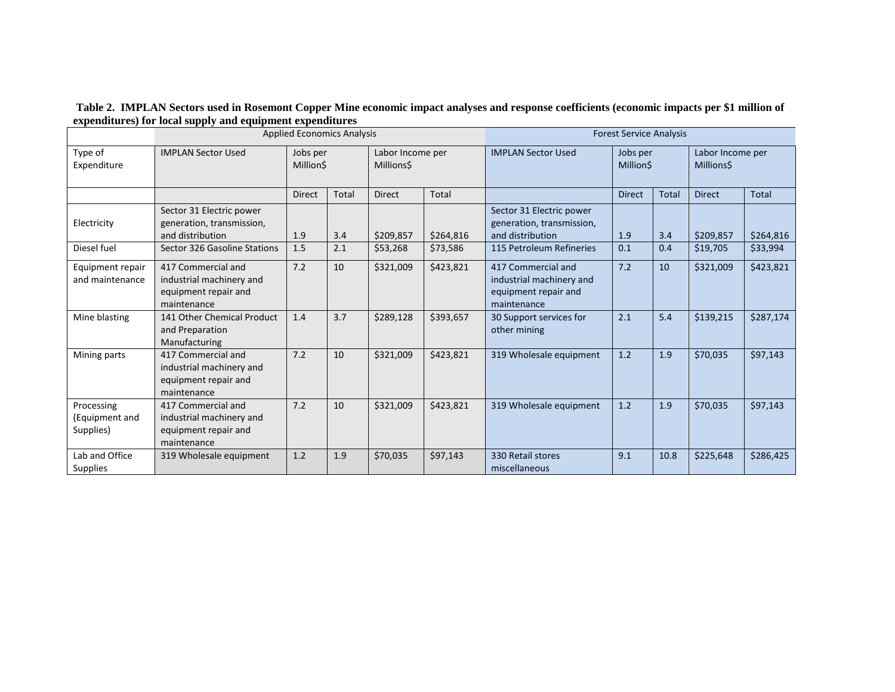**Table 2. IMPLAN Sectors used in Rosemont Copper Mine economic impact analyses and response coefficients (economic impacts per $1 million of expenditures) for local supply and equipment expenditures**

| | Applied Economics Analysis | | | | | Forest Service Analysis | | | | |
|---|---|---|---|---|---|---|---|---|---|---|
| Type of Expenditure | IMPLAN Sector Used | Jobs per Million$ | | Labor Income per Millions$ | | IMPLAN Sector Used | Jobs per Million$ | | Labor Income per Millions$ | |
| | | Direct | Total | Direct | Total | | Direct | Total | Direct | Total |
| Electricity | Sector 31 Electric power generation, transmission, and distribution | 1.9 | 3.4 | $209,857 | $264,816 | Sector 31 Electric power generation, transmission, and distribution | 1.9 | 3.4 | $209,857 | $264,816 |
| Diesel fuel | Sector 326 Gasoline Stations | 1.5 | 2.1 | $53,268 | $73,586 | 115 Petroleum Refineries | 0.1 | 0.4 | $19,705 | $33,994 |
| Equipment repair and maintenance | 417 Commercial and industrial machinery and equipment repair and maintenance | 7.2 | 10 | $321,009 | $423,821 | 417 Commercial and industrial machinery and equipment repair and maintenance | 7.2 | 10 | $321,009 | $423,821 |
| Mine blasting | 141 Other Chemical Product and Preparation Manufacturing | 1.4 | 3.7 | $289,128 | $393,657 | 30 Support services for other mining | 2.1 | 5.4 | $139,215 | $287,174 |
| Mining parts | 417 Commercial and industrial machinery and equipment repair and maintenance | 7.2 | 10 | $321,009 | $423,821 | 319 Wholesale equipment | 1.2 | 1.9 | $70,035 | $97,143 |
| Processing (Equipment and Supplies) | 417 Commercial and industrial machinery and equipment repair and maintenance | 7.2 | 10 | $321,009 | $423,821 | 319 Wholesale equipment | 1.2 | 1.9 | $70,035 | $97,143 |
| Lab and Office Supplies | 319 Wholesale equipment | 1.2 | 1.9 | $70,035 | $97,143 | 330 Retail stores miscellaneous | 9.1 | 10.8 | $225,648 | $286,425 |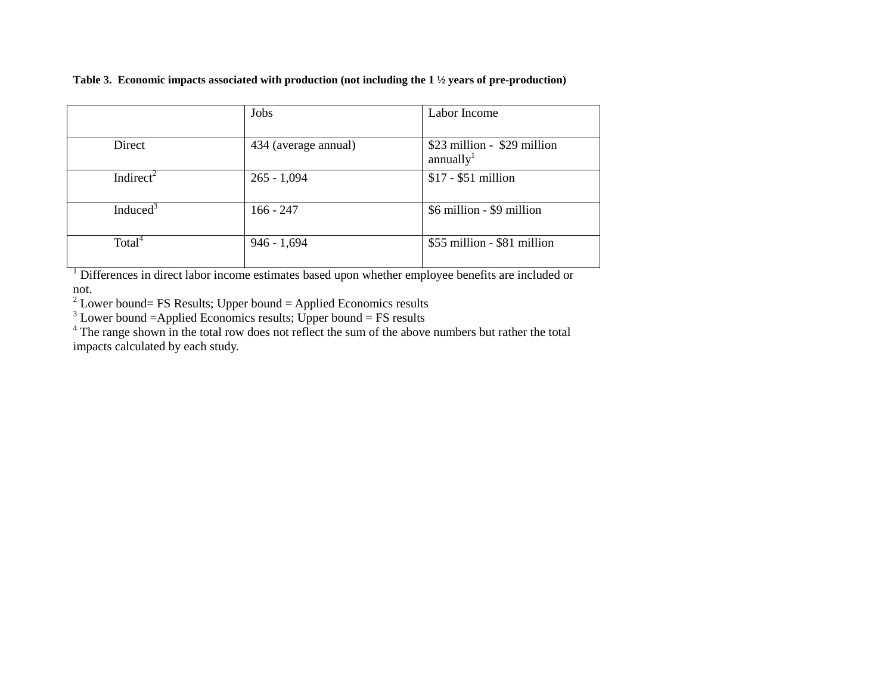**Table 3. Economic impacts associated with production (not including the 1 ½ years of pre-production)**

| | Jobs | Labor Income |
|---|---|---|
| Direct | 434 (average annual) | \$23 million - \$29 million annually[1] |
| Indirect[2] | 265 - 1,094 | \$17 - \$51 million |
| Induced[3] | 166 - 247 | \$6 million - \$9 million |
| Total[4] | 946 - 1,694 | \$55 million - \$81 million |

[1] Differences in direct labor income estimates based upon whether employee benefits are included or not.
[2] Lower bound= FS Results; Upper bound = Applied Economics results
[3] Lower bound =Applied Economics results; Upper bound = FS results
[4] The range shown in the total row does not reflect the sum of the above numbers but rather the total impacts calculated by each study.